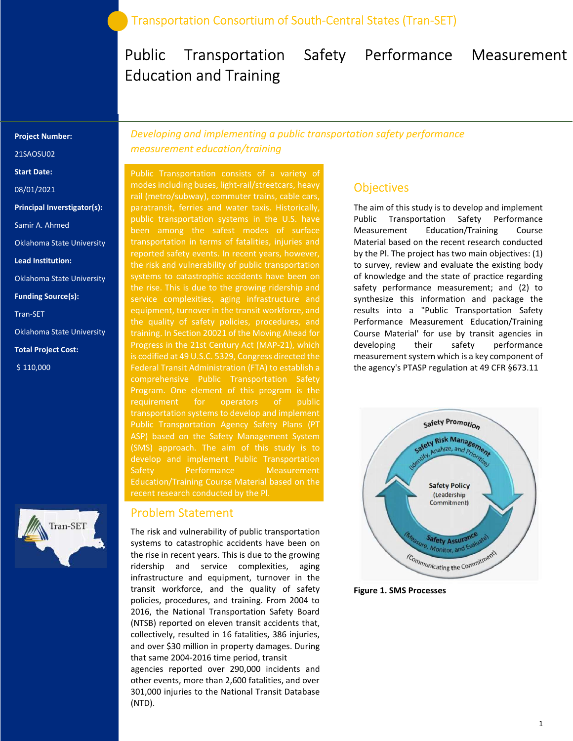Transportation Consortium of South-Central States (Tran-SET)

# Public Transportation Safety Performance Measurement Education and Training

**Project Number:**

21SAOSU02

**Start Date:**

08/01/2021

**Principal Inverstigator(s):**

Samir A. Ahmed

Oklahoma State University

**Lead Institution:**

Oklahoma State University

**Funding Source(s):**

Tran-SET

Oklahoma State University

**Total Project Cost:**

$ 110,000

*Developing and implementing a public transportation safety performance measurement education/training*

Public Transportation consists of a variety of modes including buses, light-rail/streetcars, heavy rail (metro/subway), commuter trains, cable cars, paratransit, ferries and water taxis. Historically, public transportation systems in the U.S. have been among the safest modes of surface transportation in terms of fatalities, injuries and reported safety events. In recent years, however, the risk and vulnerability of public transportation systems to catastrophic accidents have been on the rise. This is due to the growing ridership and service complexities, aging infrastructure and equipment, turnover in the transit workforce, and the quality of safety policies, procedures, and training. In Section 20021 of the Moving Ahead for Progress in the 21st Century Act (MAP-21), which is codified at 49 U.S.C. 5329, Congress directed the Federal Transit Administration (FTA) to establish a comprehensive Public Transportation Safety Program. One element of this program is the requirement for operators of public transportation systems to develop and implement Public Transportation Agency Safety Plans (PT ASP) based on the Safety Management System (SMS) approach. The aim of this study is to develop and implement Public Transportation Safety Performance Measurement Education/Training Course Material based on the recent research conducted by the PI.

## Problem Statement

The risk and vulnerability of public transportation systems to catastrophic accidents have been on the rise in recent years. This is due to the growing ridership and service complexities, aging infrastructure and equipment, turnover in the transit workforce, and the quality of safety policies, procedures, and training. From 2004 to 2016, the National Transportation Safety Board (NTSB) reported on eleven transit accidents that, collectively, resulted in 16 fatalities, 386 injuries, and over $30 million in property damages. During that same 2004-2016 time period, transit agencies reported over 290,000 incidents and other events, more than 2,600 fatalities, and over 301,000 injuries to the National Transit Database (NTD).

## Objectives

The aim of this study is to develop and implement Public Transportation Safety Performance Measurement Education/Training Course Material based on the recent research conducted by the PI. The project has two main objectives: (1) to survey, review and evaluate the existing body of knowledge and the state of practice regarding safety performance measurement; and (2) to synthesize this information and package the results into a "Public Transportation Safety Performance Measurement Education/Training Course Material' for use by transit agencies in developing their safety performance measurement system which is a key component of the agency's PTASP regulation at 49 CFR §673.11

**Figure 1. SMS Processes**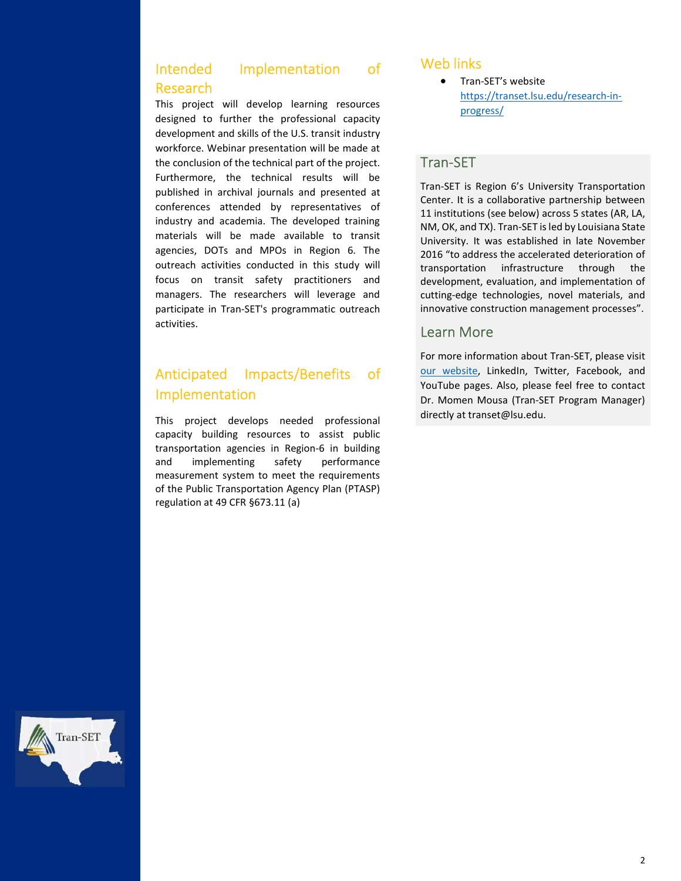## Intended Implementation of Research

This project will develop learning resources designed to further the professional capacity development and skills of the U.S. transit industry workforce. Webinar presentation will be made at the conclusion of the technical part of the project. Furthermore, the technical results will be published in archival journals and presented at conferences attended by representatives of industry and academia. The developed training materials will be made available to transit agencies, DOTs and MPOs in Region 6. The outreach activities conducted in this study will focus on transit safety practitioners and managers. The researchers will leverage and participate in Tran-SET's programmatic outreach activities.

## Anticipated Impacts/Benefits of Implementation

This project develops needed professional capacity building resources to assist public transportation agencies in Region-6 in building and implementing safety performance measurement system to meet the requirements of the Public Transportation Agency Plan (PTASP) regulation at 49 CFR §673.11 (a)

## Web links

- Tran-SET's website https://transet.lsu.edu/research-in-progress/

## Tran-SET

Tran-SET is Region 6's University Transportation Center. It is a collaborative partnership between 11 institutions (see below) across 5 states (AR, LA, NM, OK, and TX). Tran-SET is led by Louisiana State University. It was established in late November 2016 "to address the accelerated deterioration of transportation infrastructure through the development, evaluation, and implementation of cutting-edge technologies, novel materials, and innovative construction management processes".

## Learn More

For more information about Tran-SET, please visit our website, LinkedIn, Twitter, Facebook, and YouTube pages. Also, please feel free to contact Dr. Momen Mousa (Tran-SET Program Manager) directly at transet@lsu.edu.